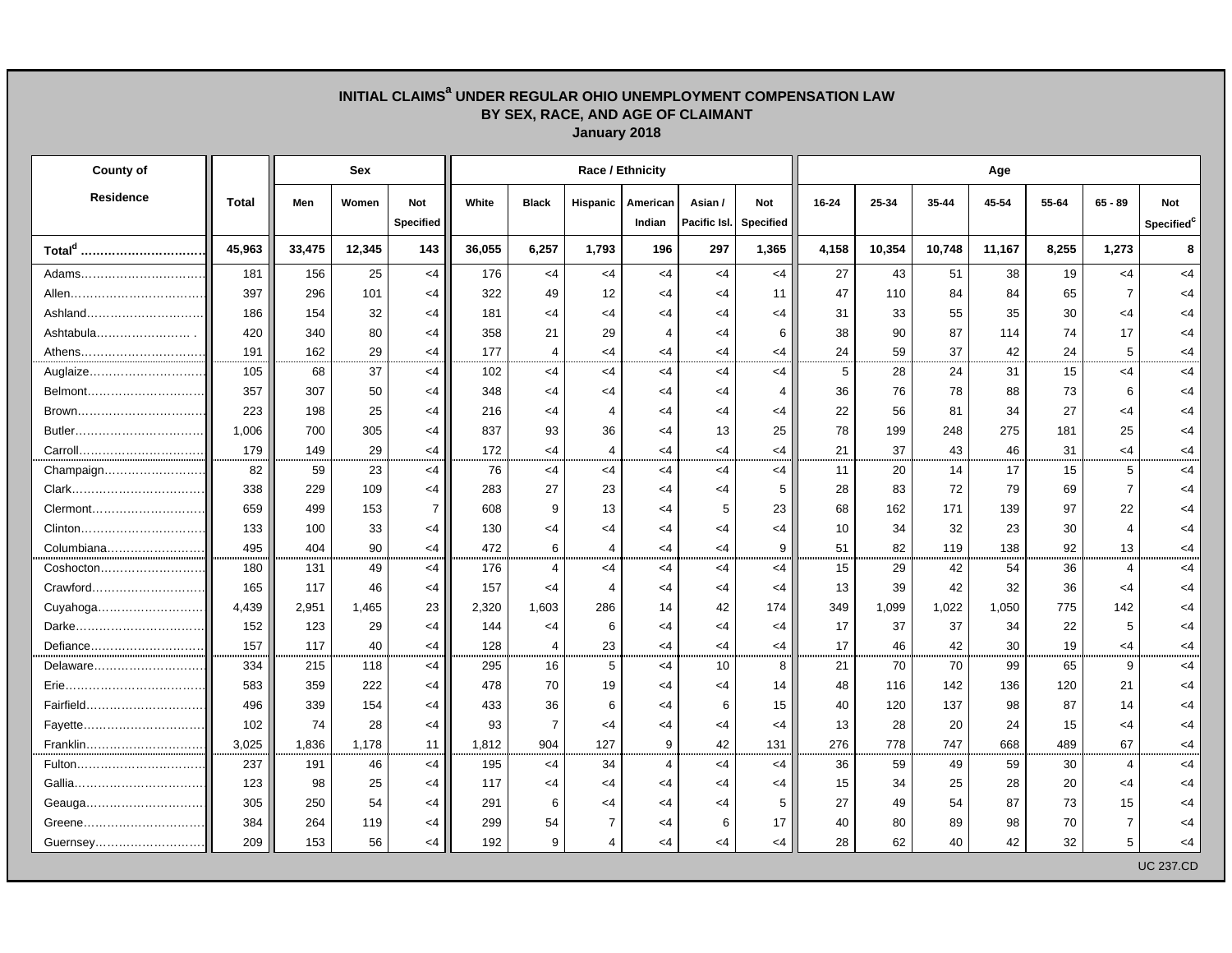## INITIAL CLAIMS[a] UNDER REGULAR OHIO UNEMPLOYMENT COMPENSATION LAW BY SEX, RACE, AND AGE OF CLAIMANT

### January 2018

| County of Residence | Total | Sex | | | Race / Ethnicity | | | | | | Age | | | | | | |
|---|---|---|---|---|---|---|---|---|---|---|---|---|---|---|---|---|---|
| | | Men | Women | Not Specified | White | Black | Hispanic | American Indian | Asian / Pacific Isl. | Not Specified | 16-24 | 25-34 | 35-44 | 45-54 | 55-64 | 65 - 89 | Not Specified[c] |
| **Total[d]** | **45,963** | **33,475** | **12,345** | **143** | **36,055** | **6,257** | **1,793** | **196** | **297** | **1,365** | **4,158** | **10,354** | **10,748** | **11,167** | **8,255** | **1,273** | **8** |
| Adams | 181 | 156 | 25 | <4 | 176 | <4 | <4 | <4 | <4 | <4 | 27 | 43 | 51 | 38 | 19 | <4 | <4 |
| Allen | 397 | 296 | 101 | <4 | 322 | 49 | 12 | <4 | <4 | 11 | 47 | 110 | 84 | 84 | 65 | 7 | <4 |
| Ashland | 186 | 154 | 32 | <4 | 181 | <4 | <4 | <4 | <4 | <4 | 31 | 33 | 55 | 35 | 30 | <4 | <4 |
| Ashtabula | 420 | 340 | 80 | <4 | 358 | 21 | 29 | 4 | <4 | 6 | 38 | 90 | 87 | 114 | 74 | 17 | <4 |
| Athens | 191 | 162 | 29 | <4 | 177 | 4 | <4 | <4 | <4 | <4 | 24 | 59 | 37 | 42 | 24 | 5 | <4 |
| Auglaize | 105 | 68 | 37 | <4 | 102 | <4 | <4 | <4 | <4 | <4 | 5 | 28 | 24 | 31 | 15 | <4 | <4 |
| Belmont | 357 | 307 | 50 | <4 | 348 | <4 | <4 | <4 | <4 | 4 | 36 | 76 | 78 | 88 | 73 | 6 | <4 |
| Brown | 223 | 198 | 25 | <4 | 216 | <4 | 4 | <4 | <4 | <4 | 22 | 56 | 81 | 34 | 27 | <4 | <4 |
| Butler | 1,006 | 700 | 305 | <4 | 837 | 93 | 36 | <4 | 13 | 25 | 78 | 199 | 248 | 275 | 181 | 25 | <4 |
| Carroll | 179 | 149 | 29 | <4 | 172 | <4 | 4 | <4 | <4 | <4 | 21 | 37 | 43 | 46 | 31 | <4 | <4 |
| Champaign | 82 | 59 | 23 | <4 | 76 | <4 | <4 | <4 | <4 | <4 | 11 | 20 | 14 | 17 | 15 | 5 | <4 |
| Clark | 338 | 229 | 109 | <4 | 283 | 27 | 23 | <4 | <4 | 5 | 28 | 83 | 72 | 79 | 69 | 7 | <4 |
| Clermont | 659 | 499 | 153 | 7 | 608 | 9 | 13 | <4 | 5 | 23 | 68 | 162 | 171 | 139 | 97 | 22 | <4 |
| Clinton | 133 | 100 | 33 | <4 | 130 | <4 | <4 | <4 | <4 | <4 | 10 | 34 | 32 | 23 | 30 | 4 | <4 |
| Columbiana | 495 | 404 | 90 | <4 | 472 | 6 | 4 | <4 | <4 | 9 | 51 | 82 | 119 | 138 | 92 | 13 | <4 |
| Coshocton | 180 | 131 | 49 | <4 | 176 | 4 | <4 | <4 | <4 | <4 | 15 | 29 | 42 | 54 | 36 | 4 | <4 |
| Crawford | 165 | 117 | 46 | <4 | 157 | <4 | 4 | <4 | <4 | <4 | 13 | 39 | 42 | 32 | 36 | <4 | <4 |
| Cuyahoga | 4,439 | 2,951 | 1,465 | 23 | 2,320 | 1,603 | 286 | 14 | 42 | 174 | 349 | 1,099 | 1,022 | 1,050 | 775 | 142 | <4 |
| Darke | 152 | 123 | 29 | <4 | 144 | <4 | 6 | <4 | <4 | <4 | 17 | 37 | 37 | 34 | 22 | 5 | <4 |
| Defiance | 157 | 117 | 40 | <4 | 128 | 4 | 23 | <4 | <4 | <4 | 17 | 46 | 42 | 30 | 19 | <4 | <4 |
| Delaware | 334 | 215 | 118 | <4 | 295 | 16 | 5 | <4 | 10 | 8 | 21 | 70 | 70 | 99 | 65 | 9 | <4 |
| Erie | 583 | 359 | 222 | <4 | 478 | 70 | 19 | <4 | <4 | 14 | 48 | 116 | 142 | 136 | 120 | 21 | <4 |
| Fairfield | 496 | 339 | 154 | <4 | 433 | 36 | 6 | <4 | 6 | 15 | 40 | 120 | 137 | 98 | 87 | 14 | <4 |
| Fayette | 102 | 74 | 28 | <4 | 93 | 7 | <4 | <4 | <4 | <4 | 13 | 28 | 20 | 24 | 15 | <4 | <4 |
| Franklin | 3,025 | 1,836 | 1,178 | 11 | 1,812 | 904 | 127 | 9 | 42 | 131 | 276 | 778 | 747 | 668 | 489 | 67 | <4 |
| Fulton | 237 | 191 | 46 | <4 | 195 | <4 | 34 | 4 | <4 | <4 | 36 | 59 | 49 | 59 | 30 | 4 | <4 |
| Gallia | 123 | 98 | 25 | <4 | 117 | <4 | <4 | <4 | <4 | <4 | 15 | 34 | 25 | 28 | 20 | <4 | <4 |
| Geauga | 305 | 250 | 54 | <4 | 291 | 6 | <4 | <4 | <4 | 5 | 27 | 49 | 54 | 87 | 73 | 15 | <4 |
| Greene | 384 | 264 | 119 | <4 | 299 | 54 | 7 | <4 | 6 | 17 | 40 | 80 | 89 | 98 | 70 | 7 | <4 |
| Guernsey | 209 | 153 | 56 | <4 | 192 | 9 | 4 | <4 | <4 | <4 | 28 | 62 | 40 | 42 | 32 | 5 | <4 |

UC 237.CD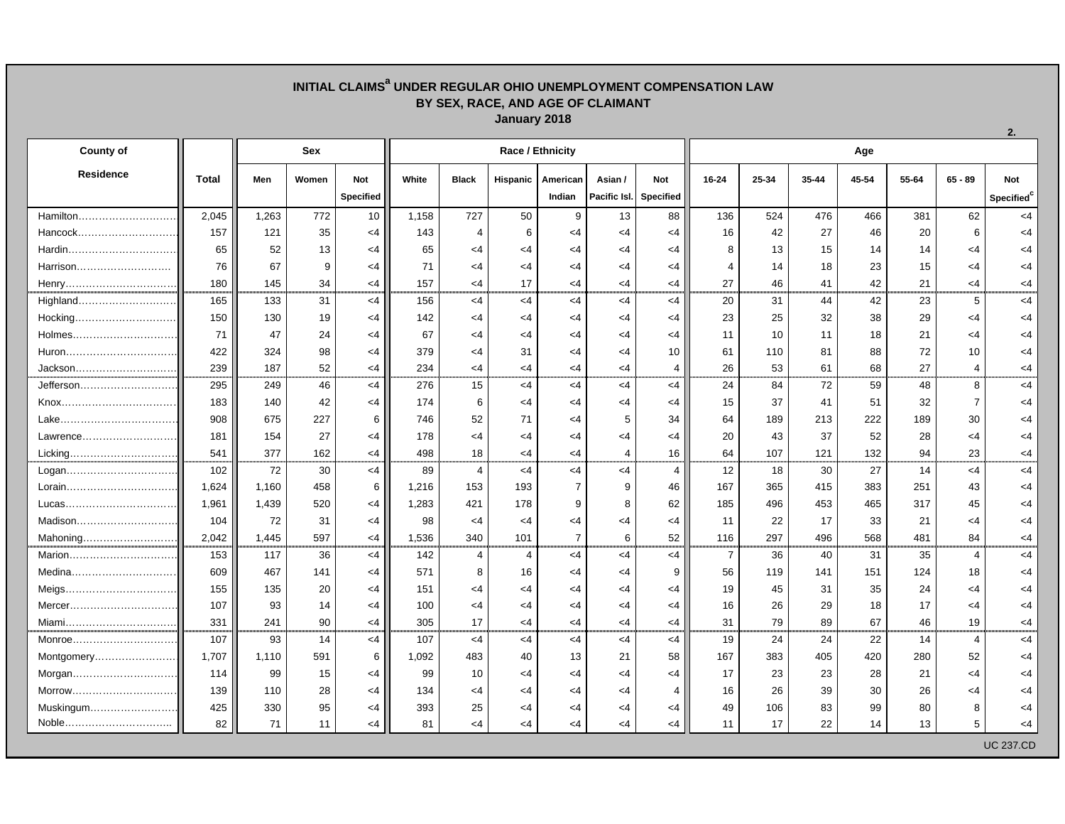## INITIAL CLAIMS[a] UNDER REGULAR OHIO UNEMPLOYMENT COMPENSATION LAW BY SEX, RACE, AND AGE OF CLAIMANT

### January 2018

2.

| County of Residence | Total | Sex | | | Race / Ethnicity | | | | | | Age | | | | | | |
|---|---|---|---|---|---|---|---|---|---|---|---|---|---|---|---|---|---|
| | | Men | Women | Not Specified | White | Black | Hispanic | American Indian | Asian / Pacific Isl. | Not Specified | 16-24 | 25-34 | 35-44 | 45-54 | 55-64 | 65 - 89 | Not Specified[c] |
| Hamilton | 2,045 | 1,263 | 772 | 10 | 1,158 | 727 | 50 | 9 | 13 | 88 | 136 | 524 | 476 | 466 | 381 | 62 | <4 |
| Hancock | 157 | 121 | 35 | <4 | 143 | 4 | 6 | <4 | <4 | <4 | 16 | 42 | 27 | 46 | 20 | 6 | <4 |
| Hardin | 65 | 52 | 13 | <4 | 65 | <4 | <4 | <4 | <4 | <4 | 8 | 13 | 15 | 14 | 14 | <4 | <4 |
| Harrison | 76 | 67 | 9 | <4 | 71 | <4 | <4 | <4 | <4 | <4 | 4 | 14 | 18 | 23 | 15 | <4 | <4 |
| Henry | 180 | 145 | 34 | <4 | 157 | <4 | 17 | <4 | <4 | <4 | 27 | 46 | 41 | 42 | 21 | <4 | <4 |
| Highland | 165 | 133 | 31 | <4 | 156 | <4 | <4 | <4 | <4 | <4 | 20 | 31 | 44 | 42 | 23 | 5 | <4 |
| Hocking | 150 | 130 | 19 | <4 | 142 | <4 | <4 | <4 | <4 | <4 | 23 | 25 | 32 | 38 | 29 | <4 | <4 |
| Holmes | 71 | 47 | 24 | <4 | 67 | <4 | <4 | <4 | <4 | <4 | 11 | 10 | 11 | 18 | 21 | <4 | <4 |
| Huron | 422 | 324 | 98 | <4 | 379 | <4 | 31 | <4 | <4 | 10 | 61 | 110 | 81 | 88 | 72 | 10 | <4 |
| Jackson | 239 | 187 | 52 | <4 | 234 | <4 | <4 | <4 | <4 | 4 | 26 | 53 | 61 | 68 | 27 | 4 | <4 |
| Jefferson | 295 | 249 | 46 | <4 | 276 | 15 | <4 | <4 | <4 | <4 | 24 | 84 | 72 | 59 | 48 | 8 | <4 |
| Knox | 183 | 140 | 42 | <4 | 174 | 6 | <4 | <4 | <4 | <4 | 15 | 37 | 41 | 51 | 32 | 7 | <4 |
| Lake | 908 | 675 | 227 | 6 | 746 | 52 | 71 | <4 | 5 | 34 | 64 | 189 | 213 | 222 | 189 | 30 | <4 |
| Lawrence | 181 | 154 | 27 | <4 | 178 | <4 | <4 | <4 | <4 | <4 | 20 | 43 | 37 | 52 | 28 | <4 | <4 |
| Licking | 541 | 377 | 162 | <4 | 498 | 18 | <4 | <4 | 4 | 16 | 64 | 107 | 121 | 132 | 94 | 23 | <4 |
| Logan | 102 | 72 | 30 | <4 | 89 | 4 | <4 | <4 | <4 | 4 | 12 | 18 | 30 | 27 | 14 | <4 | <4 |
| Lorain | 1,624 | 1,160 | 458 | 6 | 1,216 | 153 | 193 | 7 | 9 | 46 | 167 | 365 | 415 | 383 | 251 | 43 | <4 |
| Lucas | 1,961 | 1,439 | 520 | <4 | 1,283 | 421 | 178 | 9 | 8 | 62 | 185 | 496 | 453 | 465 | 317 | 45 | <4 |
| Madison | 104 | 72 | 31 | <4 | 98 | <4 | <4 | <4 | <4 | <4 | 11 | 22 | 17 | 33 | 21 | <4 | <4 |
| Mahoning | 2,042 | 1,445 | 597 | <4 | 1,536 | 340 | 101 | 7 | 6 | 52 | 116 | 297 | 496 | 568 | 481 | 84 | <4 |
| Marion | 153 | 117 | 36 | <4 | 142 | 4 | 4 | <4 | <4 | <4 | 7 | 36 | 40 | 31 | 35 | 4 | <4 |
| Medina | 609 | 467 | 141 | <4 | 571 | 8 | 16 | <4 | <4 | 9 | 56 | 119 | 141 | 151 | 124 | 18 | <4 |
| Meigs | 155 | 135 | 20 | <4 | 151 | <4 | <4 | <4 | <4 | <4 | 19 | 45 | 31 | 35 | 24 | <4 | <4 |
| Mercer | 107 | 93 | 14 | <4 | 100 | <4 | <4 | <4 | <4 | <4 | 16 | 26 | 29 | 18 | 17 | <4 | <4 |
| Miami | 331 | 241 | 90 | <4 | 305 | 17 | <4 | <4 | <4 | <4 | 31 | 79 | 89 | 67 | 46 | 19 | <4 |
| Monroe | 107 | 93 | 14 | <4 | 107 | <4 | <4 | <4 | <4 | <4 | 19 | 24 | 24 | 22 | 14 | 4 | <4 |
| Montgomery | 1,707 | 1,110 | 591 | 6 | 1,092 | 483 | 40 | 13 | 21 | 58 | 167 | 383 | 405 | 420 | 280 | 52 | <4 |
| Morgan | 114 | 99 | 15 | <4 | 99 | 10 | <4 | <4 | <4 | <4 | 17 | 23 | 23 | 28 | 21 | <4 | <4 |
| Morrow | 139 | 110 | 28 | <4 | 134 | <4 | <4 | <4 | <4 | 4 | 16 | 26 | 39 | 30 | 26 | <4 | <4 |
| Muskingum | 425 | 330 | 95 | <4 | 393 | 25 | <4 | <4 | <4 | <4 | 49 | 106 | 83 | 99 | 80 | 8 | <4 |
| Noble | 82 | 71 | 11 | <4 | 81 | <4 | <4 | <4 | <4 | <4 | 11 | 17 | 22 | 14 | 13 | 5 | <4 |

UC 237.CD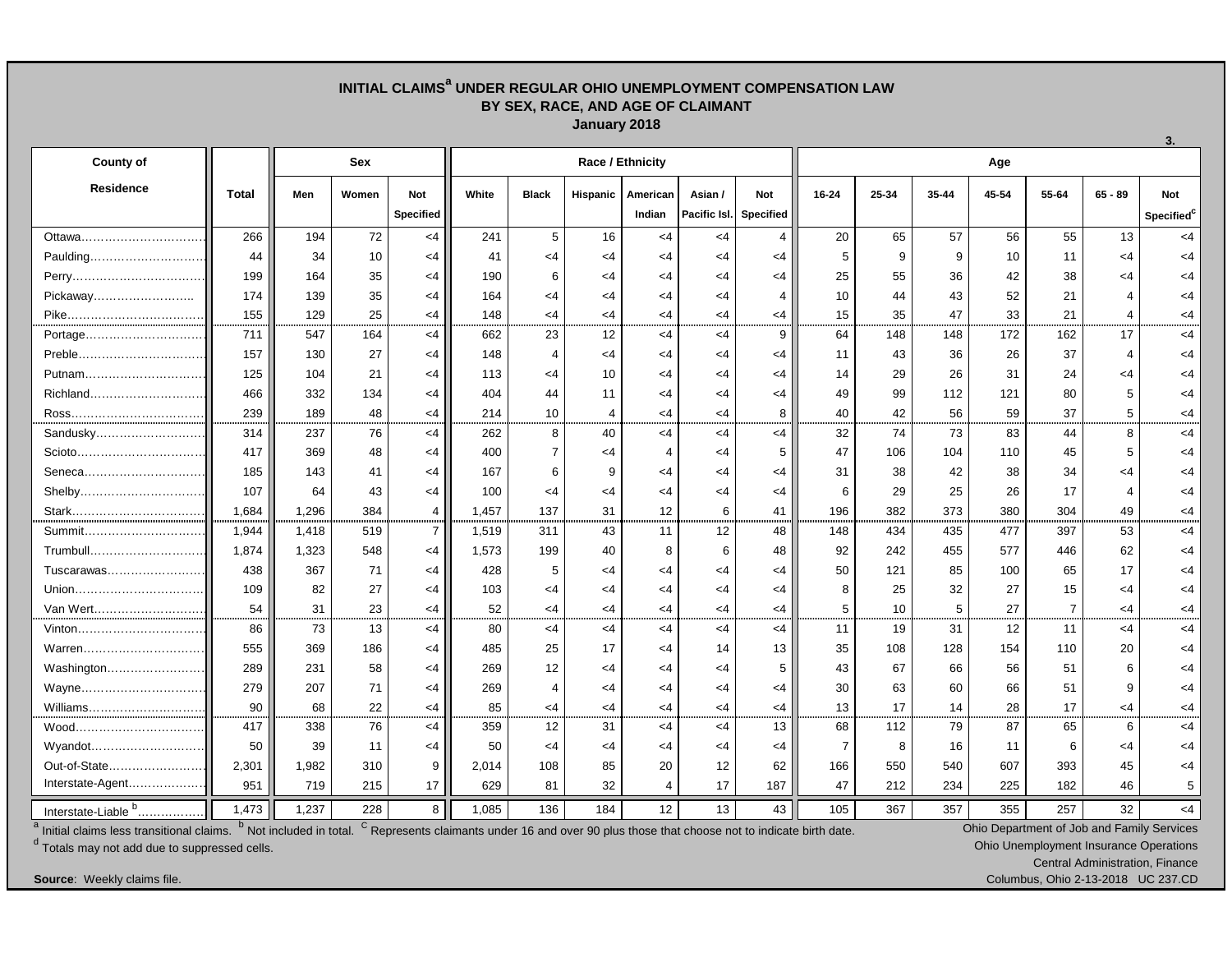# INITIAL CLAIMS[a] UNDER REGULAR OHIO UNEMPLOYMENT COMPENSATION LAW
## BY SEX, RACE, AND AGE OF CLAIMANT
### January 2018

3.

| County of Residence | Total | Sex | | | Race / Ethnicity | | | | | | Age | | | | | | |
|---|---|---|---|---|---|---|---|---|---|---|---|---|---|---|---|---|---|
| | | Men | Women | Not Specified | White | Black | Hispanic | American Indian | Asian / Pacific Isl. | Not Specified | 16-24 | 25-34 | 35-44 | 45-54 | 55-64 | 65 - 89 | Not Specified[c] |
| Ottawa | 266 | 194 | 72 | <4 | 241 | 5 | 16 | <4 | <4 | 4 | 20 | 65 | 57 | 56 | 55 | 13 | <4 |
| Paulding | 44 | 34 | 10 | <4 | 41 | <4 | <4 | <4 | <4 | <4 | 5 | 9 | 9 | 10 | 11 | <4 | <4 |
| Perry | 199 | 164 | 35 | <4 | 190 | 6 | <4 | <4 | <4 | <4 | 25 | 55 | 36 | 42 | 38 | <4 | <4 |
| Pickaway | 174 | 139 | 35 | <4 | 164 | <4 | <4 | <4 | <4 | 4 | 10 | 44 | 43 | 52 | 21 | 4 | <4 |
| Pike | 155 | 129 | 25 | <4 | 148 | <4 | <4 | <4 | <4 | <4 | 15 | 35 | 47 | 33 | 21 | 4 | <4 |
| Portage | 711 | 547 | 164 | <4 | 662 | 23 | 12 | <4 | <4 | 9 | 64 | 148 | 148 | 172 | 162 | 17 | <4 |
| Preble | 157 | 130 | 27 | <4 | 148 | 4 | <4 | <4 | <4 | <4 | 11 | 43 | 36 | 26 | 37 | 4 | <4 |
| Putnam | 125 | 104 | 21 | <4 | 113 | <4 | 10 | <4 | <4 | <4 | 14 | 29 | 26 | 31 | 24 | <4 | <4 |
| Richland | 466 | 332 | 134 | <4 | 404 | 44 | 11 | <4 | <4 | <4 | 49 | 99 | 112 | 121 | 80 | 5 | <4 |
| Ross | 239 | 189 | 48 | <4 | 214 | 10 | 4 | <4 | <4 | 8 | 40 | 42 | 56 | 59 | 37 | 5 | <4 |
| Sandusky | 314 | 237 | 76 | <4 | 262 | 8 | 40 | <4 | <4 | <4 | 32 | 74 | 73 | 83 | 44 | 8 | <4 |
| Scioto | 417 | 369 | 48 | <4 | 400 | 7 | <4 | 4 | <4 | 5 | 47 | 106 | 104 | 110 | 45 | 5 | <4 |
| Seneca | 185 | 143 | 41 | <4 | 167 | 6 | 9 | <4 | <4 | <4 | 31 | 38 | 42 | 38 | 34 | <4 | <4 |
| Shelby | 107 | 64 | 43 | <4 | 100 | <4 | <4 | <4 | <4 | <4 | 6 | 29 | 25 | 26 | 17 | 4 | <4 |
| Stark | 1,684 | 1,296 | 384 | 4 | 1,457 | 137 | 31 | 12 | 6 | 41 | 196 | 382 | 373 | 380 | 304 | 49 | <4 |
| Summit | 1,944 | 1,418 | 519 | 7 | 1,519 | 311 | 43 | 11 | 12 | 48 | 148 | 434 | 435 | 477 | 397 | 53 | <4 |
| Trumbull | 1,874 | 1,323 | 548 | <4 | 1,573 | 199 | 40 | 8 | 6 | 48 | 92 | 242 | 455 | 577 | 446 | 62 | <4 |
| Tuscarawas | 438 | 367 | 71 | <4 | 428 | 5 | <4 | <4 | <4 | <4 | 50 | 121 | 85 | 100 | 65 | 17 | <4 |
| Union | 109 | 82 | 27 | <4 | 103 | <4 | <4 | <4 | <4 | <4 | 8 | 25 | 32 | 27 | 15 | <4 | <4 |
| Van Wert | 54 | 31 | 23 | <4 | 52 | <4 | <4 | <4 | <4 | <4 | 5 | 10 | 5 | 27 | 7 | <4 | <4 |
| Vinton | 86 | 73 | 13 | <4 | 80 | <4 | <4 | <4 | <4 | <4 | 11 | 19 | 31 | 12 | 11 | <4 | <4 |
| Warren | 555 | 369 | 186 | <4 | 485 | 25 | 17 | <4 | 14 | 13 | 35 | 108 | 128 | 154 | 110 | 20 | <4 |
| Washington | 289 | 231 | 58 | <4 | 269 | 12 | <4 | <4 | <4 | 5 | 43 | 67 | 66 | 56 | 51 | 6 | <4 |
| Wayne | 279 | 207 | 71 | <4 | 269 | 4 | <4 | <4 | <4 | <4 | 30 | 63 | 60 | 66 | 51 | 9 | <4 |
| Williams | 90 | 68 | 22 | <4 | 85 | <4 | <4 | <4 | <4 | <4 | 13 | 17 | 14 | 28 | 17 | <4 | <4 |
| Wood | 417 | 338 | 76 | <4 | 359 | 12 | 31 | <4 | <4 | 13 | 68 | 112 | 79 | 87 | 65 | 6 | <4 |
| Wyandot | 50 | 39 | 11 | <4 | 50 | <4 | <4 | <4 | <4 | <4 | 7 | 8 | 16 | 11 | 6 | <4 | <4 |
| Out-of-State | 2,301 | 1,982 | 310 | 9 | 2,014 | 108 | 85 | 20 | 12 | 62 | 166 | 550 | 540 | 607 | 393 | 45 | <4 |
| Interstate-Agent | 951 | 719 | 215 | 17 | 629 | 81 | 32 | 4 | 17 | 187 | 47 | 212 | 234 | 225 | 182 | 46 | 5 |
| Interstate-Liable[b] | 1,473 | 1,237 | 228 | 8 | 1,085 | 136 | 184 | 12 | 13 | 43 | 105 | 367 | 357 | 355 | 257 | 32 | <4 |

[a] Initial claims less transitional claims. [b] Not included in total. [c] Represents claimants under 16 and over 90 plus those that choose not to indicate birth date.
[d] Totals may not add due to suppressed cells.

**Source**: Weekly claims file.

Ohio Department of Job and Family Services
Ohio Unemployment Insurance Operations
Central Administration, Finance
Columbus, Ohio 2-13-2018 UC 237.CD